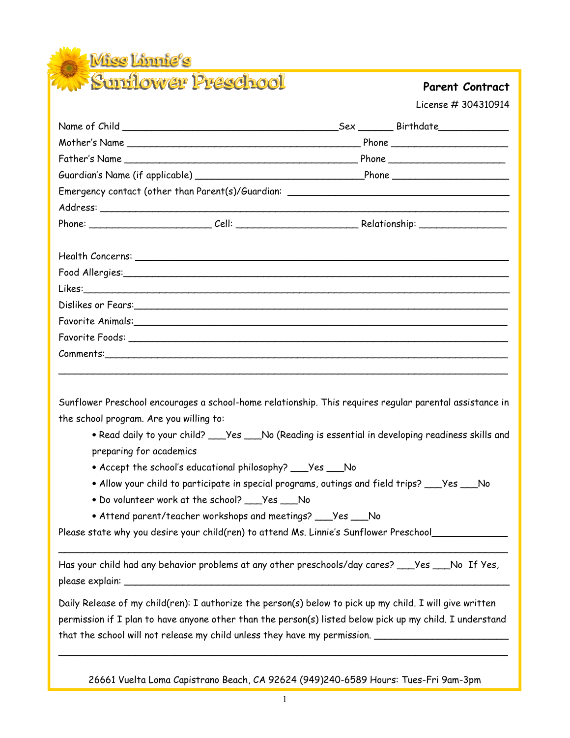# Miss Linnie's Sunflower Preschool

## Parent Contract

License # 304310914

Name of Child _______________________________________Sex ______ Birthdate____________

Mother's Name ___________________________________________ Phone ____________________

Father's Name ___________________________________________ Phone ____________________

Guardian's Name (if applicable) ______________________________Phone ____________________

Emergency contact (other than Parent(s)/Guardian: ________________________________________

Address: ___________________________________________________________________________

Phone: ______________________ Cell: ______________________ Relationship: ________________

Health Concerns: ____________________________________________________________________

Food Allergies:_______________________________________________________________________

Likes:______________________________________________________________________________

Dislikes or Fears:_____________________________________________________________________

Favorite Animals:_____________________________________________________________________

Favorite Foods: ______________________________________________________________________

Comments:___________________________________________________________________________

____________________________________________________________________________________

Sunflower Preschool encourages a school-home relationship. This requires regular parental assistance in the school program. Are you willing to:

- Read daily to your child? ___Yes ___No (Reading is essential in developing readiness skills and preparing for academics
- Accept the school's educational philosophy? ___Yes ___No
- Allow your child to participate in special programs, outings and field trips? ___Yes ___No
- Do volunteer work at the school? ___Yes ___No
- Attend parent/teacher workshops and meetings? ___Yes ___No

Please state why you desire your child(ren) to attend Ms. Linnie's Sunflower Preschool_____________

____________________________________________________________________________________

Has your child had any behavior problems at any other preschools/day cares? ___Yes ___No If Yes, please explain: ____________________________________________________________________

Daily Release of my child(ren): I authorize the person(s) below to pick up my child. I will give written permission if I plan to have anyone other than the person(s) listed below pick up my child. I understand that the school will not release my child unless they have my permission. _________________________

____________________________________________________________________________________

26661 Vuelta Loma Capistrano Beach, CA 92624 (949)240-6589 Hours: Tues-Fri 9am-3pm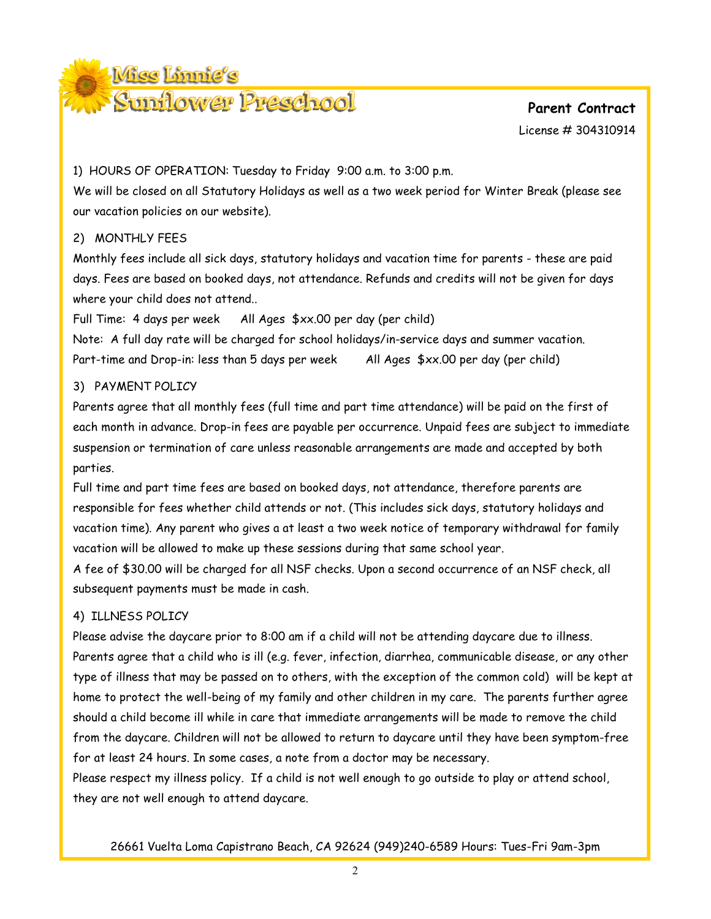# Miss Linnie's Sunflower Preschool

**Parent Contract**

License # 304310914

1) HOURS OF OPERATION: Tuesday to Friday 9:00 a.m. to 3:00 p.m.

We will be closed on all Statutory Holidays as well as a two week period for Winter Break (please see our vacation policies on our website).

2) MONTHLY FEES

Monthly fees include all sick days, statutory holidays and vacation time for parents - these are paid days. Fees are based on booked days, not attendance. Refunds and credits will not be given for days where your child does not attend..

Full Time: 4 days per week All Ages $xx.00 per day (per child)

Note: A full day rate will be charged for school holidays/in-service days and summer vacation.

Part-time and Drop-in: less than 5 days per week All Ages $xx.00 per day (per child)

3) PAYMENT POLICY

Parents agree that all monthly fees (full time and part time attendance) will be paid on the first of each month in advance. Drop-in fees are payable per occurrence. Unpaid fees are subject to immediate suspension or termination of care unless reasonable arrangements are made and accepted by both parties.

Full time and part time fees are based on booked days, not attendance, therefore parents are responsible for fees whether child attends or not. (This includes sick days, statutory holidays and vacation time). Any parent who gives a at least a two week notice of temporary withdrawal for family vacation will be allowed to make up these sessions during that same school year.

A fee of $30.00 will be charged for all NSF checks. Upon a second occurrence of an NSF check, all subsequent payments must be made in cash.

4) ILLNESS POLICY

Please advise the daycare prior to 8:00 am if a child will not be attending daycare due to illness. Parents agree that a child who is ill (e.g. fever, infection, diarrhea, communicable disease, or any other type of illness that may be passed on to others, with the exception of the common cold) will be kept at home to protect the well-being of my family and other children in my care. The parents further agree should a child become ill while in care that immediate arrangements will be made to remove the child from the daycare. Children will not be allowed to return to daycare until they have been symptom-free for at least 24 hours. In some cases, a note from a doctor may be necessary.

Please respect my illness policy. If a child is not well enough to go outside to play or attend school, they are not well enough to attend daycare.

26661 Vuelta Loma Capistrano Beach, CA 92624 (949)240-6589 Hours: Tues-Fri 9am-3pm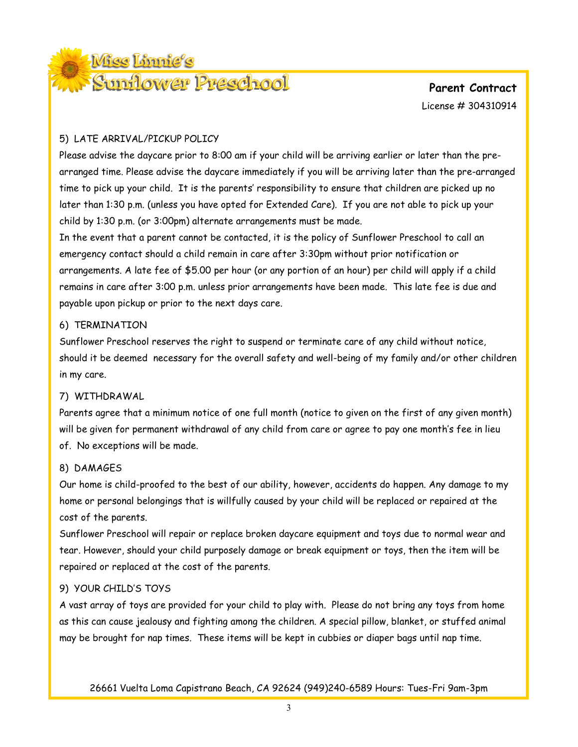**Parent Contract**

License # 304310914

### 5) LATE ARRIVAL/PICKUP POLICY

Please advise the daycare prior to 8:00 am if your child will be arriving earlier or later than the pre-arranged time. Please advise the daycare immediately if you will be arriving later than the pre-arranged time to pick up your child. It is the parents' responsibility to ensure that children are picked up no later than 1:30 p.m. (unless you have opted for Extended Care). If you are not able to pick up your child by 1:30 p.m. (or 3:00pm) alternate arrangements must be made.

In the event that a parent cannot be contacted, it is the policy of Sunflower Preschool to call an emergency contact should a child remain in care after 3:30pm without prior notification or arrangements. A late fee of $5.00 per hour (or any portion of an hour) per child will apply if a child remains in care after 3:00 p.m. unless prior arrangements have been made. This late fee is due and payable upon pickup or prior to the next days care.

### 6) TERMINATION

Sunflower Preschool reserves the right to suspend or terminate care of any child without notice, should it be deemed necessary for the overall safety and well-being of my family and/or other children in my care.

### 7) WITHDRAWAL

Parents agree that a minimum notice of one full month (notice to given on the first of any given month) will be given for permanent withdrawal of any child from care or agree to pay one month's fee in lieu of. No exceptions will be made.

### 8) DAMAGES

Our home is child-proofed to the best of our ability, however, accidents do happen. Any damage to my home or personal belongings that is willfully caused by your child will be replaced or repaired at the cost of the parents.

Sunflower Preschool will repair or replace broken daycare equipment and toys due to normal wear and tear. However, should your child purposely damage or break equipment or toys, then the item will be repaired or replaced at the cost of the parents.

### 9) YOUR CHILD'S TOYS

A vast array of toys are provided for your child to play with. Please do not bring any toys from home as this can cause jealousy and fighting among the children. A special pillow, blanket, or stuffed animal may be brought for nap times. These items will be kept in cubbies or diaper bags until nap time.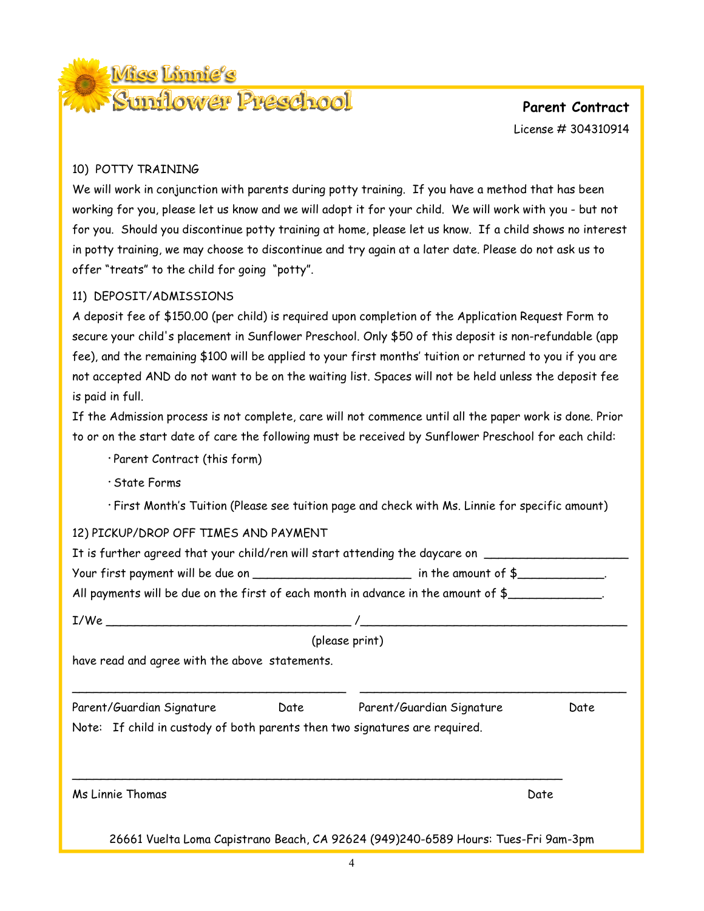Miss Linnie's Sunflower Preschool

**Parent Contract**

License # 304310914

10) POTTY TRAINING

We will work in conjunction with parents during potty training. If you have a method that has been working for you, please let us know and we will adopt it for your child. We will work with you - but not for you. Should you discontinue potty training at home, please let us know. If a child shows no interest in potty training, we may choose to discontinue and try again at a later date. Please do not ask us to offer "treats" to the child for going "potty".

11) DEPOSIT/ADMISSIONS

A deposit fee of $150.00 (per child) is required upon completion of the Application Request Form to secure your child's placement in Sunflower Preschool. Only $50 of this deposit is non-refundable (app fee), and the remaining $100 will be applied to your first months' tuition or returned to you if you are not accepted AND do not want to be on the waiting list. Spaces will not be held unless the deposit fee is paid in full.

If the Admission process is not complete, care will not commence until all the paper work is done. Prior to or on the start date of care the following must be received by Sunflower Preschool for each child:

- Parent Contract (this form)
- State Forms
- First Month's Tuition (Please see tuition page and check with Ms. Linnie for specific amount)

12) PICKUP/DROP OFF TIMES AND PAYMENT

It is further agreed that your child/ren will start attending the daycare on ____________________

Your first payment will be due on ______________________ in the amount of $____________.

All payments will be due on the first of each month in advance in the amount of $_____________.

I/We __________________________________ /_____________________________________

(please print)

have read and agree with the above statements.

_______________________________________ _______________________________________

Parent/Guardian Signature Date Parent/Guardian Signature Date

Note: If child in custody of both parents then two signatures are required.

______________________________________________________________________

Ms Linnie Thomas Date

26661 Vuelta Loma Capistrano Beach, CA 92624 (949)240-6589 Hours: Tues-Fri 9am-3pm